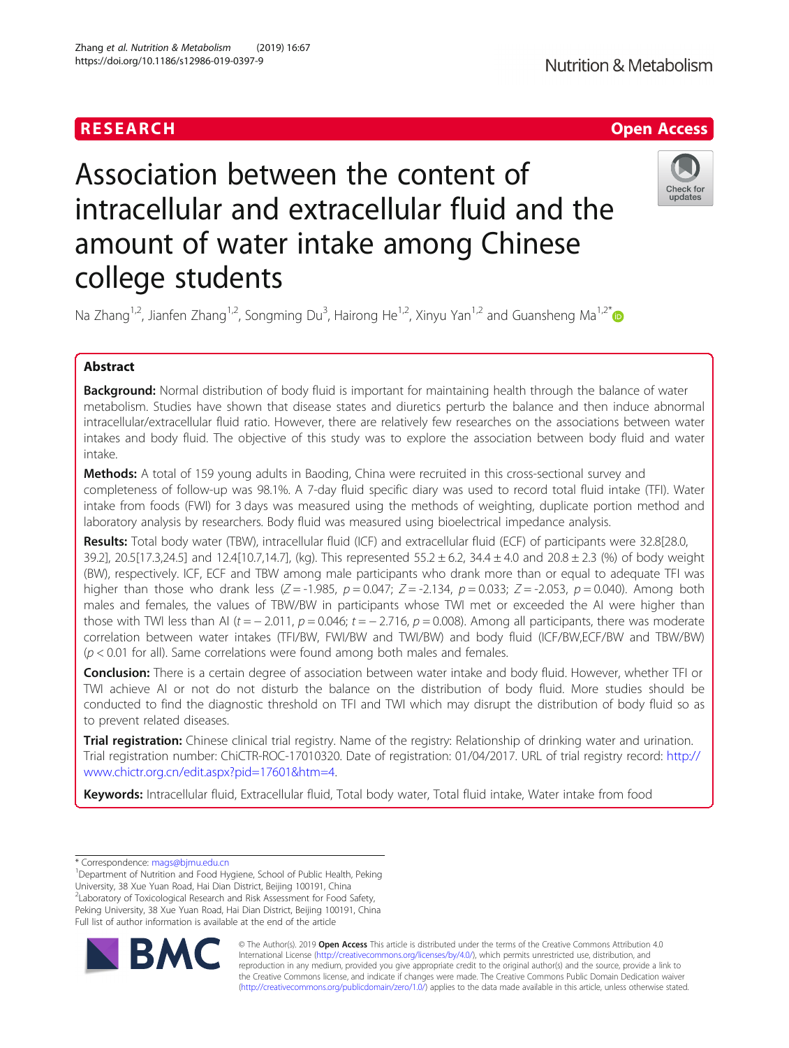RESEARCH Open Access

# Association between the content of intracellular and extracellular fluid and the amount of water intake among Chinese college students

Na Zhang[1,2], Jianfen Zhang[1,2], Songming Du[3], Hairong He[1,2], Xinyu Yan[1,2] and Guansheng Ma[1,2*]

## Abstract

**Background:** Normal distribution of body fluid is important for maintaining health through the balance of water metabolism. Studies have shown that disease states and diuretics perturb the balance and then induce abnormal intracellular/extracellular fluid ratio. However, there are relatively few researches on the associations between water intakes and body fluid. The objective of this study was to explore the association between body fluid and water intake.

**Methods:** A total of 159 young adults in Baoding, China were recruited in this cross-sectional survey and completeness of follow-up was 98.1%. A 7-day fluid specific diary was used to record total fluid intake (TFI). Water intake from foods (FWI) for 3 days was measured using the methods of weighting, duplicate portion method and laboratory analysis by researchers. Body fluid was measured using bioelectrical impedance analysis.

**Results:** Total body water (TBW), intracellular fluid (ICF) and extracellular fluid (ECF) of participants were 32.8[28.0, 39.2], 20.5[17.3,24.5] and 12.4[10.7,14.7], (kg). This represented $55.2 \pm 6.2$, $34.4 \pm 4.0$ and $20.8 \pm 2.3$ (%) of body weight (BW), respectively. ICF, ECF and TBW among male participants who drank more than or equal to adequate TFI was higher than those who drank less ($Z = -1.985$, $p = 0.047$; $Z = -2.134$, $p = 0.033$; $Z = -2.053$, $p = 0.040$). Among both males and females, the values of TBW/BW in participants whose TWI met or exceeded the AI were higher than those with TWI less than AI ($t = -2.011$, $p = 0.046$; $t = -2.716$, $p = 0.008$). Among all participants, there was moderate correlation between water intakes (TFI/BW, FWI/BW and TWI/BW) and body fluid (ICF/BW,ECF/BW and TBW/BW) ($p < 0.01$ for all). Same correlations were found among both males and females.

**Conclusion:** There is a certain degree of association between water intake and body fluid. However, whether TFI or TWI achieve AI or not do not disturb the balance on the distribution of body fluid. More studies should be conducted to find the diagnostic threshold on TFI and TWI which may disrupt the distribution of body fluid so as to prevent related diseases.

**Trial registration:** Chinese clinical trial registry. Name of the registry: Relationship of drinking water and urination. Trial registration number: ChiCTR-ROC-17010320. Date of registration: 01/04/2017. URL of trial registry record: http://www.chictr.org.cn/edit.aspx?pid=17601&htm=4.

**Keywords:** Intracellular fluid, Extracellular fluid, Total body water, Total fluid intake, Water intake from food

---

* Correspondence: mags@bjmu.edu.cn
[1]Department of Nutrition and Food Hygiene, School of Public Health, Peking University, 38 Xue Yuan Road, Hai Dian District, Beijing 100191, China
[2]Laboratory of Toxicological Research and Risk Assessment for Food Safety, Peking University, 38 Xue Yuan Road, Hai Dian District, Beijing 100191, China
Full list of author information is available at the end of the article

© The Author(s). 2019 **Open Access** This article is distributed under the terms of the Creative Commons Attribution 4.0 International License (http://creativecommons.org/licenses/by/4.0/), which permits unrestricted use, distribution, and reproduction in any medium, provided you give appropriate credit to the original author(s) and the source, provide a link to the Creative Commons license, and indicate if changes were made. The Creative Commons Public Domain Dedication waiver (http://creativecommons.org/publicdomain/zero/1.0/) applies to the data made available in this article, unless otherwise stated.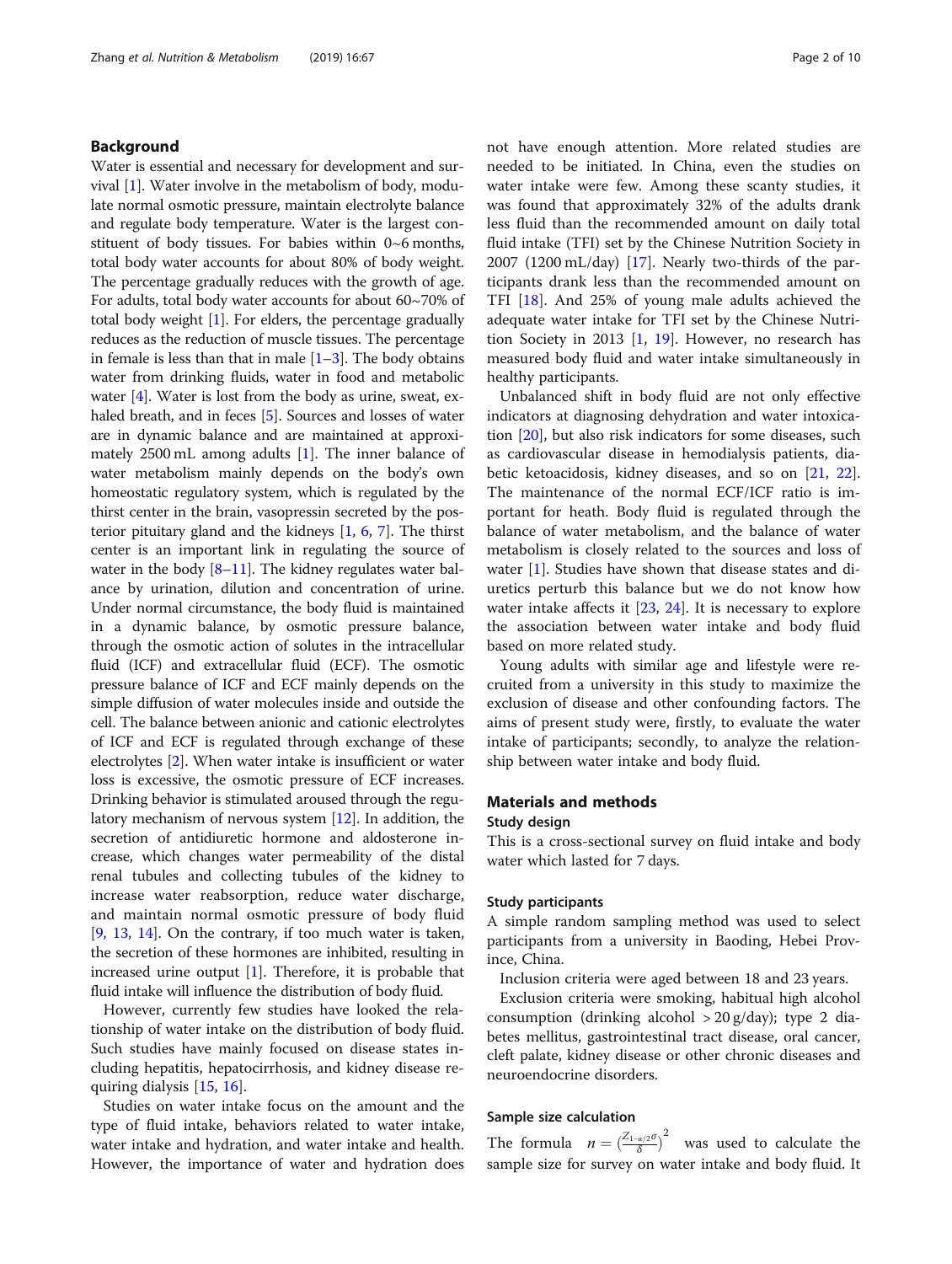## Background

Water is essential and necessary for development and survival [1]. Water involve in the metabolism of body, modulate normal osmotic pressure, maintain electrolyte balance and regulate body temperature. Water is the largest constituent of body tissues. For babies within 0~6 months, total body water accounts for about 80% of body weight. The percentage gradually reduces with the growth of age. For adults, total body water accounts for about 60~70% of total body weight [1]. For elders, the percentage gradually reduces as the reduction of muscle tissues. The percentage in female is less than that in male [1–3]. The body obtains water from drinking fluids, water in food and metabolic water [4]. Water is lost from the body as urine, sweat, exhaled breath, and in feces [5]. Sources and losses of water are in dynamic balance and are maintained at approximately 2500 mL among adults [1]. The inner balance of water metabolism mainly depends on the body's own homeostatic regulatory system, which is regulated by the thirst center in the brain, vasopressin secreted by the posterior pituitary gland and the kidneys [1, 6, 7]. The thirst center is an important link in regulating the source of water in the body [8–11]. The kidney regulates water balance by urination, dilution and concentration of urine. Under normal circumstance, the body fluid is maintained in a dynamic balance, by osmotic pressure balance, through the osmotic action of solutes in the intracellular fluid (ICF) and extracellular fluid (ECF). The osmotic pressure balance of ICF and ECF mainly depends on the simple diffusion of water molecules inside and outside the cell. The balance between anionic and cationic electrolytes of ICF and ECF is regulated through exchange of these electrolytes [2]. When water intake is insufficient or water loss is excessive, the osmotic pressure of ECF increases. Drinking behavior is stimulated aroused through the regulatory mechanism of nervous system [12]. In addition, the secretion of antidiuretic hormone and aldosterone increase, which changes water permeability of the distal renal tubules and collecting tubules of the kidney to increase water reabsorption, reduce water discharge, and maintain normal osmotic pressure of body fluid [9, 13, 14]. On the contrary, if too much water is taken, the secretion of these hormones are inhibited, resulting in increased urine output [1]. Therefore, it is probable that fluid intake will influence the distribution of body fluid.

However, currently few studies have looked the relationship of water intake on the distribution of body fluid. Such studies have mainly focused on disease states including hepatitis, hepatocirrhosis, and kidney disease requiring dialysis [15, 16].

Studies on water intake focus on the amount and the type of fluid intake, behaviors related to water intake, water intake and hydration, and water intake and health. However, the importance of water and hydration does not have enough attention. More related studies are needed to be initiated. In China, even the studies on water intake were few. Among these scanty studies, it was found that approximately 32% of the adults drank less fluid than the recommended amount on daily total fluid intake (TFI) set by the Chinese Nutrition Society in 2007 (1200 mL/day) [17]. Nearly two-thirds of the participants drank less than the recommended amount on TFI [18]. And 25% of young male adults achieved the adequate water intake for TFI set by the Chinese Nutrition Society in 2013 [1, 19]. However, no research has measured body fluid and water intake simultaneously in healthy participants.

Unbalanced shift in body fluid are not only effective indicators at diagnosing dehydration and water intoxication [20], but also risk indicators for some diseases, such as cardiovascular disease in hemodialysis patients, diabetic ketoacidosis, kidney diseases, and so on [21, 22]. The maintenance of the normal ECF/ICF ratio is important for heath. Body fluid is regulated through the balance of water metabolism, and the balance of water metabolism is closely related to the sources and loss of water [1]. Studies have shown that disease states and diuretics perturb this balance but we do not know how water intake affects it [23, 24]. It is necessary to explore the association between water intake and body fluid based on more related study.

Young adults with similar age and lifestyle were recruited from a university in this study to maximize the exclusion of disease and other confounding factors. The aims of present study were, firstly, to evaluate the water intake of participants; secondly, to analyze the relationship between water intake and body fluid.

## Materials and methods

### Study design

This is a cross-sectional survey on fluid intake and body water which lasted for 7 days.

### Study participants

A simple random sampling method was used to select participants from a university in Baoding, Hebei Province, China.

Inclusion criteria were aged between 18 and 23 years.

Exclusion criteria were smoking, habitual high alcohol consumption (drinking alcohol > 20 g/day); type 2 diabetes mellitus, gastrointestinal tract disease, oral cancer, cleft palate, kidney disease or other chronic diseases and neuroendocrine disorders.

### Sample size calculation

The formula $n = \left(\frac{Z_{1-\alpha/2}\sigma}{\delta}\right)^2$ was used to calculate the sample size for survey on water intake and body fluid. It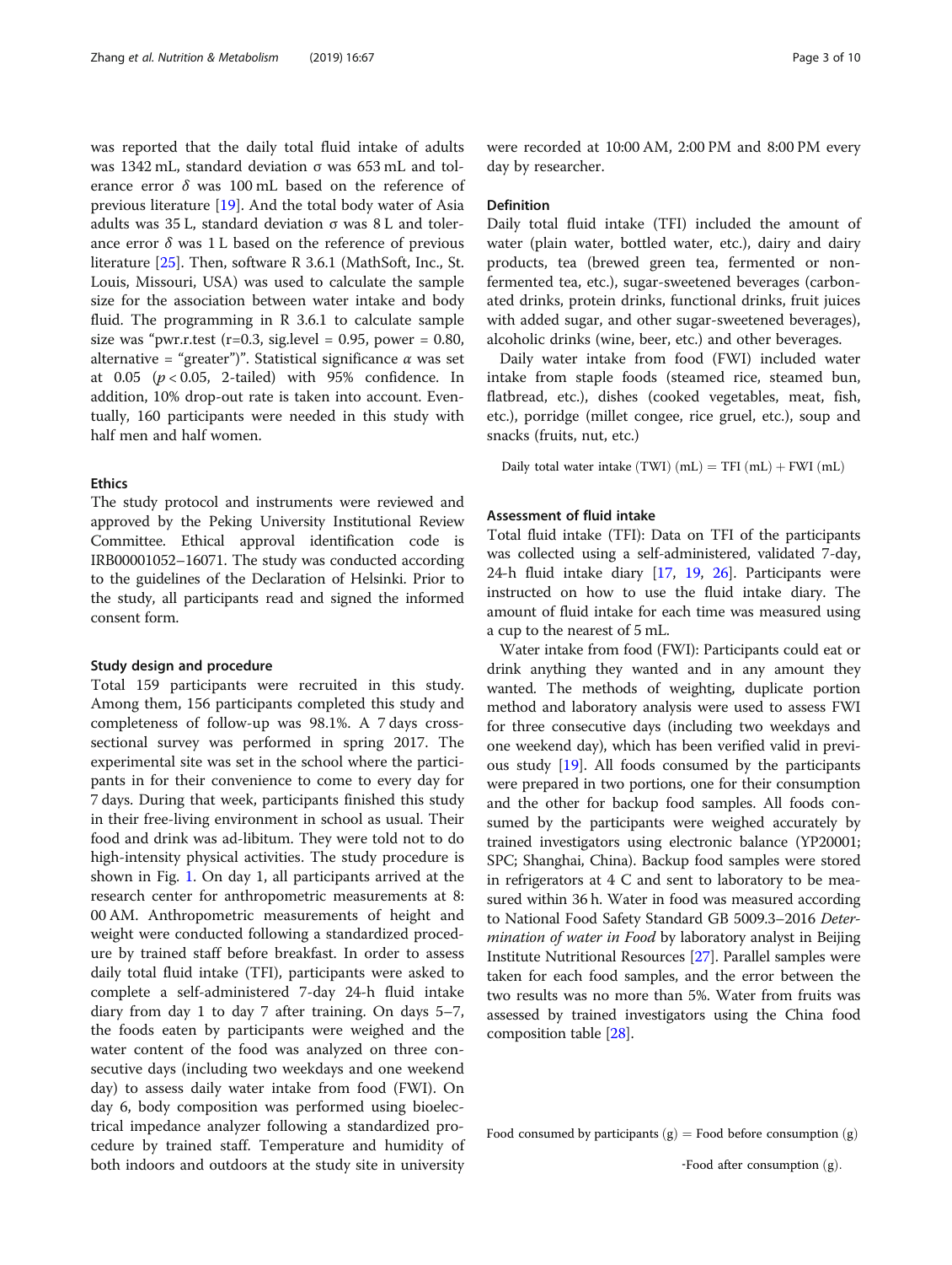was reported that the daily total fluid intake of adults was 1342 mL, standard deviation σ was 653 mL and tolerance error δ was 100 mL based on the reference of previous literature [19]. And the total body water of Asia adults was 35 L, standard deviation σ was 8 L and tolerance error δ was 1 L based on the reference of previous literature [25]. Then, software R 3.6.1 (MathSoft, Inc., St. Louis, Missouri, USA) was used to calculate the sample size for the association between water intake and body fluid. The programming in R 3.6.1 to calculate sample size was "pwr.r.test (r=0.3, sig.level = 0.95, power = 0.80, alternative = "greater")". Statistical significance α was set at 0.05 ($p < 0.05$, 2-tailed) with 95% confidence. In addition, 10% drop-out rate is taken into account. Eventually, 160 participants were needed in this study with half men and half women.

### Ethics

The study protocol and instruments were reviewed and approved by the Peking University Institutional Review Committee. Ethical approval identification code is IRB00001052–16071. The study was conducted according to the guidelines of the Declaration of Helsinki. Prior to the study, all participants read and signed the informed consent form.

### Study design and procedure

Total 159 participants were recruited in this study. Among them, 156 participants completed this study and completeness of follow-up was 98.1%. A 7 days cross-sectional survey was performed in spring 2017. The experimental site was set in the school where the participants in for their convenience to come to every day for 7 days. During that week, participants finished this study in their free-living environment in school as usual. Their food and drink was ad-libitum. They were told not to do high-intensity physical activities. The study procedure is shown in Fig. 1. On day 1, all participants arrived at the research center for anthropometric measurements at 8:00 AM. Anthropometric measurements of height and weight were conducted following a standardized procedure by trained staff before breakfast. In order to assess daily total fluid intake (TFI), participants were asked to complete a self-administered 7-day 24-h fluid intake diary from day 1 to day 7 after training. On days 5–7, the foods eaten by participants were weighed and the water content of the food was analyzed on three consecutive days (including two weekdays and one weekend day) to assess daily water intake from food (FWI). On day 6, body composition was performed using bioelectrical impedance analyzer following a standardized procedure by trained staff. Temperature and humidity of both indoors and outdoors at the study site in university were recorded at 10:00 AM, 2:00 PM and 8:00 PM every day by researcher.

### Definition

Daily total fluid intake (TFI) included the amount of water (plain water, bottled water, etc.), dairy and dairy products, tea (brewed green tea, fermented or non-fermented tea, etc.), sugar-sweetened beverages (carbonated drinks, protein drinks, functional drinks, fruit juices with added sugar, and other sugar-sweetened beverages), alcoholic drinks (wine, beer, etc.) and other beverages.

Daily water intake from food (FWI) included water intake from staple foods (steamed rice, steamed bun, flatbread, etc.), dishes (cooked vegetables, meat, fish, etc.), porridge (millet congee, rice gruel, etc.), soup and snacks (fruits, nut, etc.)

$$\text{Daily total water intake (TWI) (mL)} = \text{TFI (mL)} + \text{FWI (mL)}$$

### Assessment of fluid intake

Total fluid intake (TFI): Data on TFI of the participants was collected using a self-administered, validated 7-day, 24-h fluid intake diary [17, 19, 26]. Participants were instructed on how to use the fluid intake diary. The amount of fluid intake for each time was measured using a cup to the nearest of 5 mL.

Water intake from food (FWI): Participants could eat or drink anything they wanted and in any amount they wanted. The methods of weighting, duplicate portion method and laboratory analysis were used to assess FWI for three consecutive days (including two weekdays and one weekend day), which has been verified valid in previous study [19]. All foods consumed by the participants were prepared in two portions, one for their consumption and the other for backup food samples. All foods consumed by the participants were weighed accurately by trained investigators using electronic balance (YP20001; SPC; Shanghai, China). Backup food samples were stored in refrigerators at 4 C and sent to laboratory to be measured within 36 h. Water in food was measured according to National Food Safety Standard GB 5009.3–2016 *Determination of water in Food* by laboratory analyst in Beijing Institute Nutritional Resources [27]. Parallel samples were taken for each food samples, and the error between the two results was no more than 5%. Water from fruits was assessed by trained investigators using the China food composition table [28].

$$\text{Food consumed by participants (g)} = \text{Food before consumption (g)} - \text{Food after consumption (g)}.$$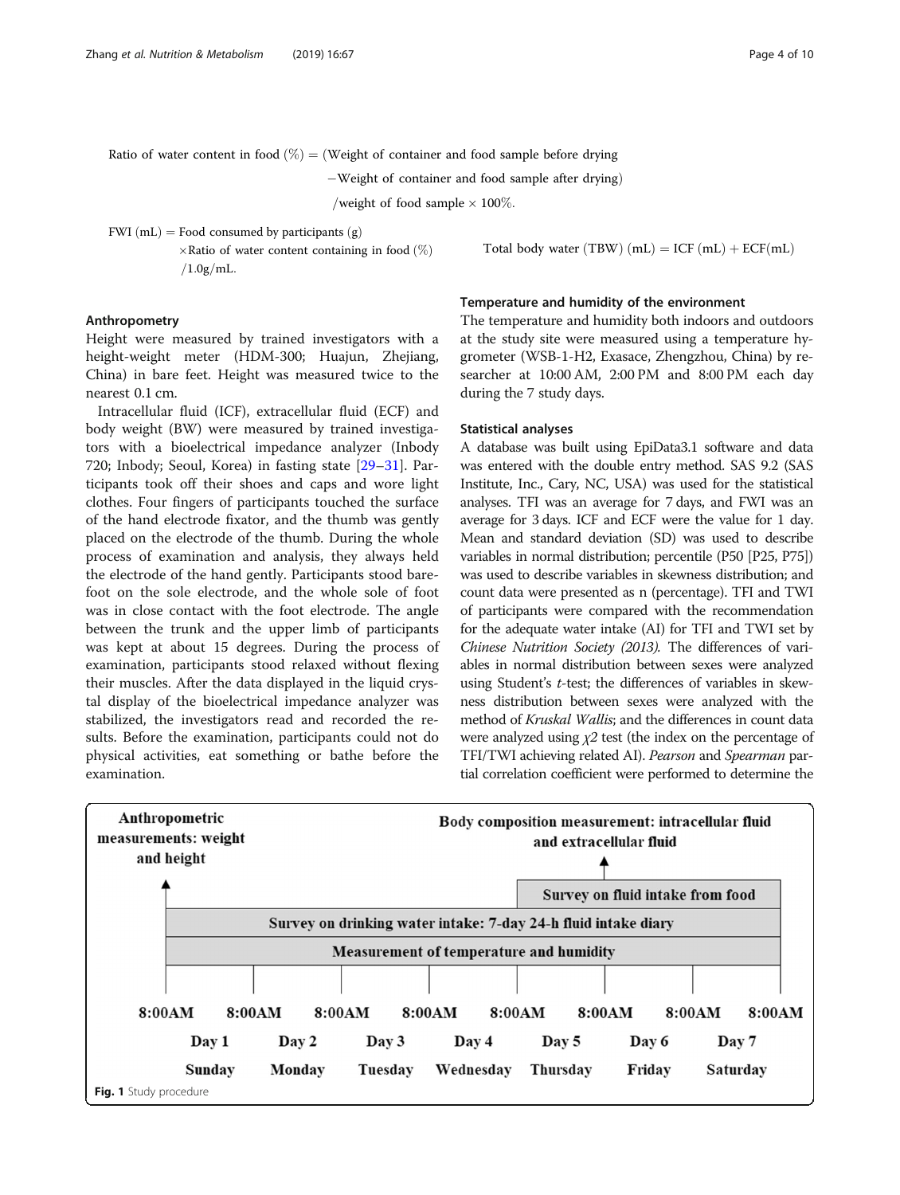$$\text{Ratio of water content in food } (\%) = (\text{Weight of container and food sample before drying} - \text{Weight of container and food sample after drying}) / \text{weight of food sample} \times 100\%.$$

$$\text{FWI (mL)} = \text{Food consumed by participants (g)} \times \text{Ratio of water content containing in food } (\%) / 1.0\text{g/mL}.$$

### Anthropometry

Height were measured by trained investigators with a height-weight meter (HDM-300; Huajun, Zhejiang, China) in bare feet. Height was measured twice to the nearest 0.1 cm.

Intracellular fluid (ICF), extracellular fluid (ECF) and body weight (BW) were measured by trained investigators with a bioelectrical impedance analyzer (Inbody 720; Inbody; Seoul, Korea) in fasting state [29–31]. Participants took off their shoes and caps and wore light clothes. Four fingers of participants touched the surface of the hand electrode fixator, and the thumb was gently placed on the electrode of the thumb. During the whole process of examination and analysis, they always held the electrode of the hand gently. Participants stood barefoot on the sole electrode, and the whole sole of foot was in close contact with the foot electrode. The angle between the trunk and the upper limb of participants was kept at about 15 degrees. During the process of examination, participants stood relaxed without flexing their muscles. After the data displayed in the liquid crystal display of the bioelectrical impedance analyzer was stabilized, the investigators read and recorded the results. Before the examination, participants could not do physical activities, eat something or bathe before the examination.

$$\text{Total body water (TBW) (mL)} = \text{ICF (mL)} + \text{ECF(mL)}$$

### Temperature and humidity of the environment

The temperature and humidity both indoors and outdoors at the study site were measured using a temperature hygrometer (WSB-1-H2, Exasace, Zhengzhou, China) by researcher at 10:00 AM, 2:00 PM and 8:00 PM each day during the 7 study days.

### Statistical analyses

A database was built using EpiData3.1 software and data was entered with the double entry method. SAS 9.2 (SAS Institute, Inc., Cary, NC, USA) was used for the statistical analyses. TFI was an average for 7 days, and FWI was an average for 3 days. ICF and ECF were the value for 1 day. Mean and standard deviation (SD) was used to describe variables in normal distribution; percentile (P50 [P25, P75]) was used to describe variables in skewness distribution; and count data were presented as n (percentage). TFI and TWI of participants were compared with the recommendation for the adequate water intake (AI) for TFI and TWI set by *Chinese Nutrition Society (2013).* The differences of variables in normal distribution between sexes were analyzed using Student's *t*-test; the differences of variables in skewness distribution between sexes were analyzed with the method of *Kruskal Wallis*; and the differences in count data were analyzed using $\chi 2$ test (the index on the percentage of TFI/TWI achieving related AI). *Pearson* and *Spearman* partial correlation coefficient were performed to determine the

| Anthropometric measurements: weight and height | | | | Body composition measurement: intracellular fluid and extracellular fluid | | | |
|---|---|---|---|---|---|---|---|
| | | | | Survey on fluid intake from food | | | |
| Survey on drinking water intake: 7-day 24-h fluid intake diary | | | | | | | |
| Measurement of temperature and humidity | | | | | | | |
| 8:00AM | 8:00AM | 8:00AM | 8:00AM | 8:00AM | 8:00AM | 8:00AM | 8:00AM |
| Day 1 Sunday | Day 2 Monday | Day 3 Tuesday | Day 4 Wednesday | Day 5 Thursday | Day 6 Friday | Day 7 Saturday | |

**Fig. 1** Study procedure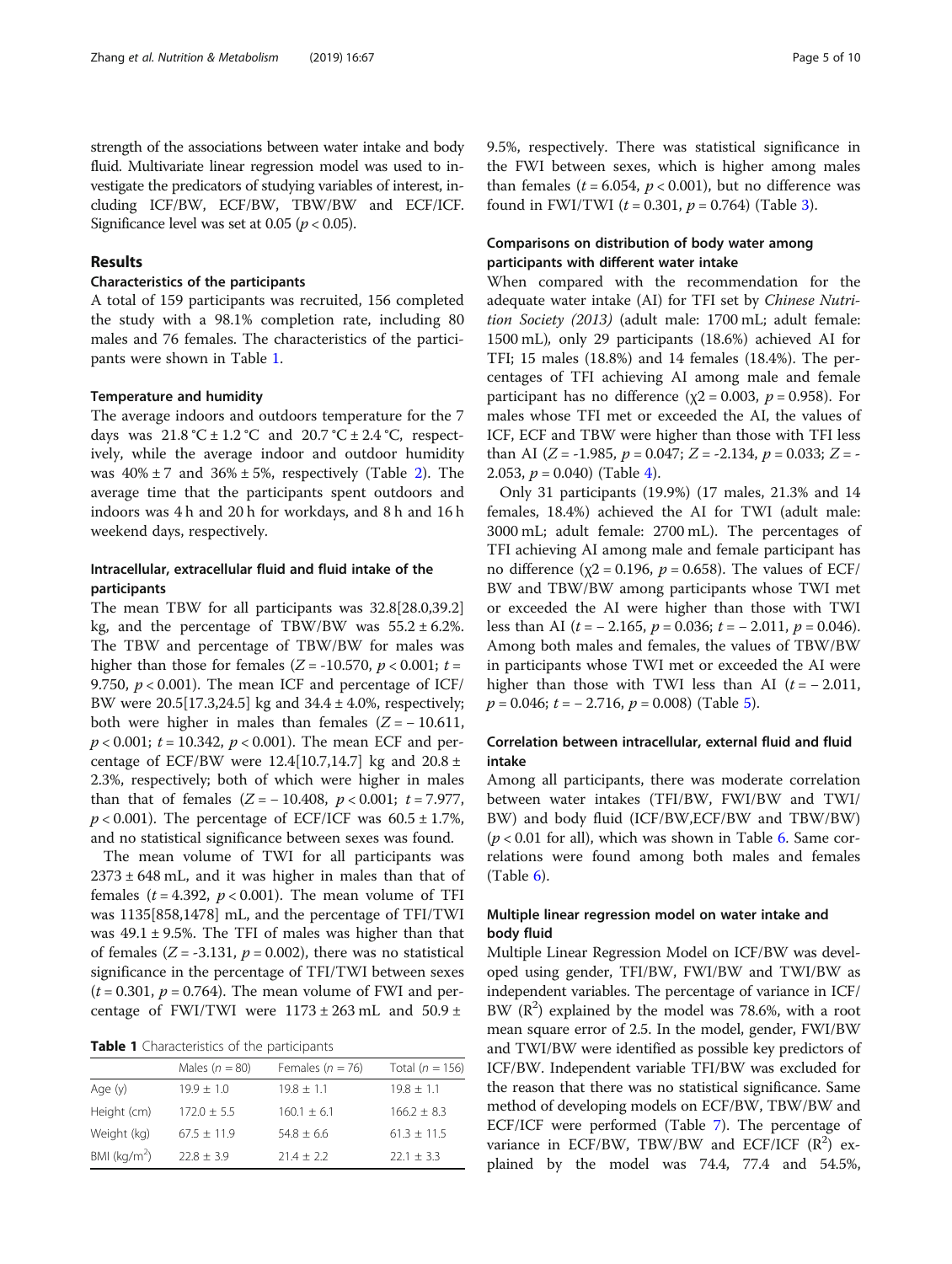strength of the associations between water intake and body fluid. Multivariate linear regression model was used to investigate the predicators of studying variables of interest, including ICF/BW, ECF/BW, TBW/BW and ECF/ICF. Significance level was set at 0.05 ($p < 0.05$).

## Results

### Characteristics of the participants

A total of 159 participants was recruited, 156 completed the study with a 98.1% completion rate, including 80 males and 76 females. The characteristics of the participants were shown in Table 1.

### Temperature and humidity

The average indoors and outdoors temperature for the 7 days was 21.8 °C ± 1.2 °C and 20.7 °C ± 2.4 °C, respectively, while the average indoor and outdoor humidity was 40% ± 7 and 36% ± 5%, respectively (Table 2). The average time that the participants spent outdoors and indoors was 4 h and 20 h for workdays, and 8 h and 16 h weekend days, respectively.

### Intracellular, extracellular fluid and fluid intake of the participants

The mean TBW for all participants was 32.8[28.0,39.2] kg, and the percentage of TBW/BW was 55.2 ± 6.2%. The TBW and percentage of TBW/BW for males was higher than those for females ($Z = -10.570$, $p < 0.001$; $t = 9.750$, $p < 0.001$). The mean ICF and percentage of ICF/BW were 20.5[17.3,24.5] kg and 34.4 ± 4.0%, respectively; both were higher in males than females ($Z = -10.611$, $p < 0.001$; $t = 10.342$, $p < 0.001$). The mean ECF and percentage of ECF/BW were 12.4[10.7,14.7] kg and 20.8 ± 2.3%, respectively; both of which were higher in males than that of females ($Z = -10.408$, $p < 0.001$; $t = 7.977$, $p < 0.001$). The percentage of ECF/ICF was 60.5 ± 1.7%, and no statistical significance between sexes was found.

The mean volume of TWI for all participants was 2373 ± 648 mL, and it was higher in males than that of females ($t = 4.392$, $p < 0.001$). The mean volume of TFI was 1135[858,1478] mL, and the percentage of TFI/TWI was 49.1 ± 9.5%. The TFI of males was higher than that of females ($Z = -3.131$, $p = 0.002$), there was no statistical significance in the percentage of TFI/TWI between sexes ($t = 0.301$, $p = 0.764$). The mean volume of FWI and percentage of FWI/TWI were 1173 ± 263 mL and 50.9 ± 9.5%, respectively. There was statistical significance in the FWI between sexes, which is higher among males than females ($t = 6.054$, $p < 0.001$), but no difference was found in FWI/TWI ($t = 0.301$, $p = 0.764$) (Table 3).

**Table 1** Characteristics of the participants

| | Males ($n$ = 80) | Females ($n$ = 76) | Total ($n$ = 156) |
|---|---|---|---|
| Age (y) | 19.9 ± 1.0 | 19.8 ± 1.1 | 19.8 ± 1.1 |
| Height (cm) | 172.0 ± 5.5 | 160.1 ± 6.1 | 166.2 ± 8.3 |
| Weight (kg) | 67.5 ± 11.9 | 54.8 ± 6.6 | 61.3 ± 11.5 |
| BMI (kg/m$^2$) | 22.8 ± 3.9 | 21.4 ± 2.2 | 22.1 ± 3.3 |

### Comparisons on distribution of body water among participants with different water intake

When compared with the recommendation for the adequate water intake (AI) for TFI set by *Chinese Nutrition Society (2013)* (adult male: 1700 mL; adult female: 1500 mL), only 29 participants (18.6%) achieved AI for TFI; 15 males (18.8%) and 14 females (18.4%). The percentages of TFI achieving AI among male and female participant has no difference ($\chi^2 = 0.003$, $p = 0.958$). For males whose TFI met or exceeded the AI, the values of ICF, ECF and TBW were higher than those with TFI less than AI ($Z = -1.985$, $p = 0.047$; $Z = -2.134$, $p = 0.033$; $Z = -2.053$, $p = 0.040$) (Table 4).

Only 31 participants (19.9%) (17 males, 21.3% and 14 females, 18.4%) achieved the AI for TWI (adult male: 3000 mL; adult female: 2700 mL). The percentages of TFI achieving AI among male and female participant has no difference ($\chi^2 = 0.196$, $p = 0.658$). The values of ECF/BW and TBW/BW among participants whose TWI met or exceeded the AI were higher than those with TWI less than AI ($t = -2.165$, $p = 0.036$; $t = -2.011$, $p = 0.046$). Among both males and females, the values of TBW/BW in participants whose TWI met or exceeded the AI were higher than those with TWI less than AI ($t = -2.011$, $p = 0.046$; $t = -2.716$, $p = 0.008$) (Table 5).

### Correlation between intracellular, external fluid and fluid intake

Among all participants, there was moderate correlation between water intakes (TFI/BW, FWI/BW and TWI/BW) and body fluid (ICF/BW,ECF/BW and TBW/BW) ($p < 0.01$ for all), which was shown in Table 6. Same correlations were found among both males and females (Table 6).

### Multiple linear regression model on water intake and body fluid

Multiple Linear Regression Model on ICF/BW was developed using gender, TFI/BW, FWI/BW and TWI/BW as independent variables. The percentage of variance in ICF/BW ($R^2$) explained by the model was 78.6%, with a root mean square error of 2.5. In the model, gender, FWI/BW and TWI/BW were identified as possible key predictors of ICF/BW. Independent variable TFI/BW was excluded for the reason that there was no statistical significance. Same method of developing models on ECF/BW, TBW/BW and ECF/ICF were performed (Table 7). The percentage of variance in ECF/BW, TBW/BW and ECF/ICF ($R^2$) explained by the model was 74.4, 77.4 and 54.5%,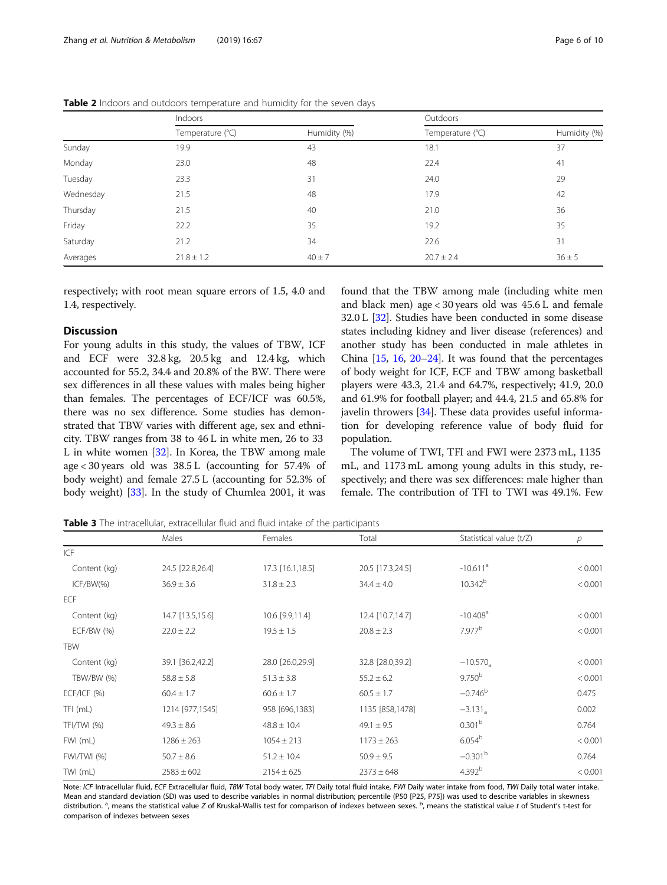**Table 2** Indoors and outdoors temperature and humidity for the seven days

| | Indoors | | Outdoors | |
|---|---|---|---|---|
| | Temperature (°C) | Humidity (%) | Temperature (°C) | Humidity (%) |
| Sunday | 19.9 | 43 | 18.1 | 37 |
| Monday | 23.0 | 48 | 22.4 | 41 |
| Tuesday | 23.3 | 31 | 24.0 | 29 |
| Wednesday | 21.5 | 48 | 17.9 | 42 |
| Thursday | 21.5 | 40 | 21.0 | 36 |
| Friday | 22.2 | 35 | 19.2 | 35 |
| Saturday | 21.2 | 34 | 22.6 | 31 |
| Averages | 21.8 ± 1.2 | 40 ± 7 | 20.7 ± 2.4 | 36 ± 5 |

respectively; with root mean square errors of 1.5, 4.0 and 1.4, respectively.

## Discussion

For young adults in this study, the values of TBW, ICF and ECF were 32.8 kg, 20.5 kg and 12.4 kg, which accounted for 55.2, 34.4 and 20.8% of the BW. There were sex differences in all these values with males being higher than females. The percentages of ECF/ICF was 60.5%, there was no sex difference. Some studies has demonstrated that TBW varies with different age, sex and ethnicity. TBW ranges from 38 to 46 L in white men, 26 to 33 L in white women [32]. In Korea, the TBW among male age < 30 years old was 38.5 L (accounting for 57.4% of body weight) and female 27.5 L (accounting for 52.3% of body weight) [33]. In the study of Chumlea 2001, it was found that the TBW among male (including white men and black men) age < 30 years old was 45.6 L and female 32.0 L [32]. Studies have been conducted in some disease states including kidney and liver disease (references) and another study has been conducted in male athletes in China [15, 16, 20–24]. It was found that the percentages of body weight for ICF, ECF and TBW among basketball players were 43.3, 21.4 and 64.7%, respectively; 41.9, 20.0 and 61.9% for football player; and 44.4, 21.5 and 65.8% for javelin throwers [34]. These data provides useful information for developing reference value of body fluid for population.

The volume of TWI, TFI and FWI were 2373 mL, 1135 mL, and 1173 mL among young adults in this study, respectively; and there was sex differences: male higher than female. The contribution of TFI to TWI was 49.1%. Few

**Table 3** The intracellular, extracellular fluid and fluid intake of the participants

| | Males | Females | Total | Statistical value (t/Z) | p |
|---|---|---|---|---|---|
| ICF | | | | | |
| Content (kg) | 24.5 [22.8,26.4] | 17.3 [16.1,18.5] | 20.5 [17.3,24.5] | -10.611[a] | < 0.001 |
| ICF/BW(%) | 36.9 ± 3.6 | 31.8 ± 2.3 | 34.4 ± 4.0 | 10.342[b] | < 0.001 |
| ECF | | | | | |
| Content (kg) | 14.7 [13.5,15.6] | 10.6 [9.9,11.4] | 12.4 [10.7,14.7] | -10.408[a] | < 0.001 |
| ECF/BW (%) | 22.0 ± 2.2 | 19.5 ± 1.5 | 20.8 ± 2.3 | 7.977[b] | < 0.001 |
| TBW | | | | | |
| Content (kg) | 39.1 [36.2,42.2] | 28.0 [26.0,29.9] | 32.8 [28.0,39.2] | −10.570[a] | < 0.001 |
| TBW/BW (%) | 58.8 ± 5.8 | 51.3 ± 3.8 | 55.2 ± 6.2 | 9.750[b] | < 0.001 |
| ECF/ICF (%) | 60.4 ± 1.7 | 60.6 ± 1.7 | 60.5 ± 1.7 | −0.746[b] | 0.475 |
| TFI (mL) | 1214 [977,1545] | 958 [696,1383] | 1135 [858,1478] | −3.131[a] | 0.002 |
| TFI/TWI (%) | 49.3 ± 8.6 | 48.8 ± 10.4 | 49.1 ± 9.5 | 0.301[b] | 0.764 |
| FWI (mL) | 1286 ± 263 | 1054 ± 213 | 1173 ± 263 | 6.054[b] | < 0.001 |
| FWI/TWI (%) | 50.7 ± 8.6 | 51.2 ± 10.4 | 50.9 ± 9.5 | −0.301[b] | 0.764 |
| TWI (mL) | 2583 ± 602 | 2154 ± 625 | 2373 ± 648 | 4.392[b] | < 0.001 |

Note: *ICF* Intracellular fluid, *ECF* Extracellular fluid, *TBW* Total body water, *TFI* Daily total fluid intake, *FWI* Daily water intake from food, *TWI* Daily total water intake. Mean and standard deviation (SD) was used to describe variables in normal distribution; percentile (P50 [P25, P75]) was used to describe variables in skewness distribution. [a], means the statistical value Z of Kruskal-Wallis test for comparison of indexes between sexes. [b], means the statistical value t of Student's t-test for comparison of indexes between sexes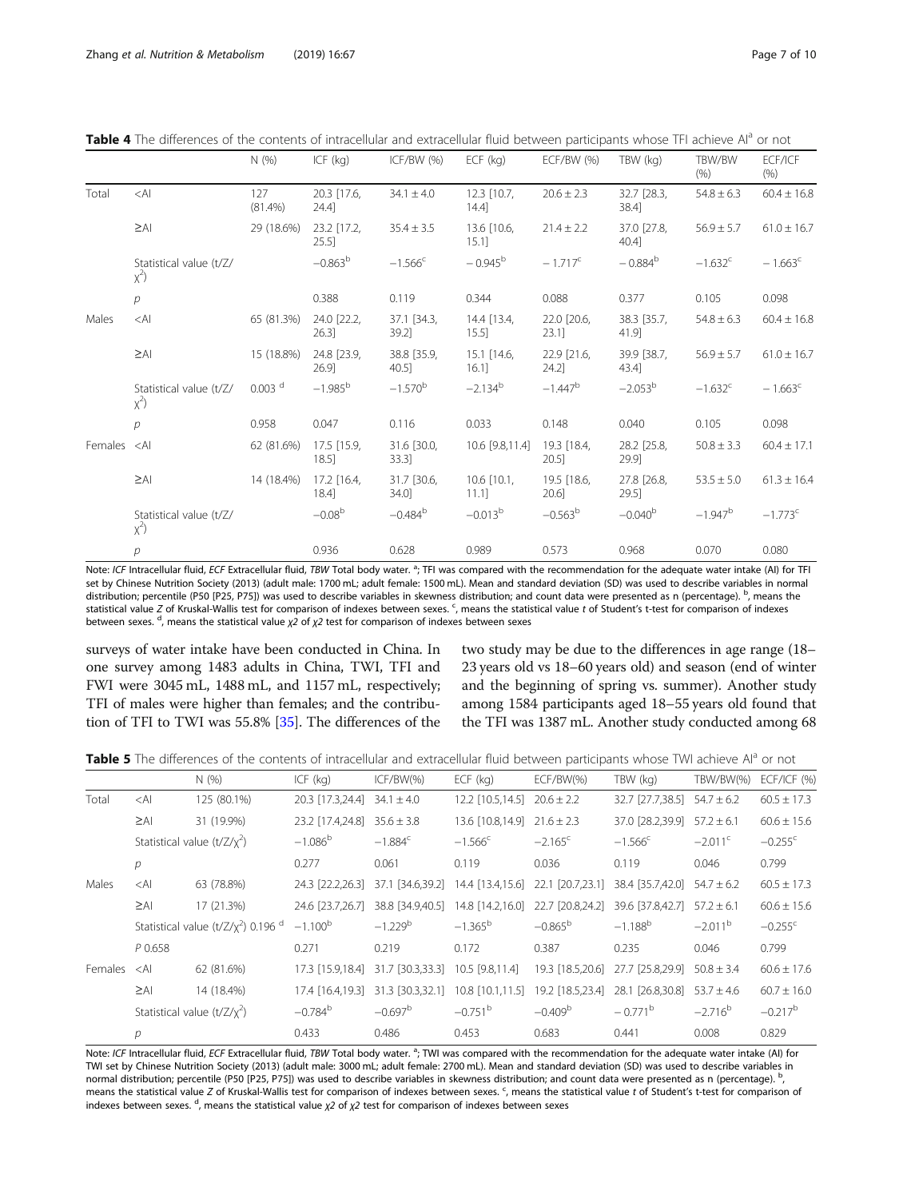**Table 4** The differences of the contents of intracellular and extracellular fluid between participants whose TFI achieve AI[a] or not

| | | N (%) | ICF (kg) | ICF/BW (%) | ECF (kg) | ECF/BW (%) | TBW (kg) | TBW/BW (%) | ECF/ICF (%) |
|---|---|---|---|---|---|---|---|---|---|
| Total | <AI | 127 (81.4%) | 20.3 [17.6, 24.4] | 34.1 ± 4.0 | 12.3 [10.7, 14.4] | 20.6 ± 2.3 | 32.7 [28.3, 38.4] | 54.8 ± 6.3 | 60.4 ± 16.8 |
| | ≥AI | 29 (18.6%) | 23.2 [17.2, 25.5] | 35.4 ± 3.5 | 13.6 [10.6, 15.1] | 21.4 ± 2.2 | 37.0 [27.8, 40.4] | 56.9 ± 5.7 | 61.0 ± 16.7 |
| | Statistical value (t/Z/$\chi^2$) | | −0.863[b] | −1.566[c] | − 0.945[b] | − 1.717[c] | − 0.884[b] | −1.632[c] | − 1.663[c] |
| | *p* | | 0.388 | 0.119 | 0.344 | 0.088 | 0.377 | 0.105 | 0.098 |
| Males | <AI | 65 (81.3%) | 24.0 [22.2, 26.3] | 37.1 [34.3, 39.2] | 14.4 [13.4, 15.5] | 22.0 [20.6, 23.1] | 38.3 [35.7, 41.9] | 54.8 ± 6.3 | 60.4 ± 16.8 |
| | ≥AI | 15 (18.8%) | 24.8 [23.9, 26.9] | 38.8 [35.9, 40.5] | 15.1 [14.6, 16.1] | 22.9 [21.6, 24.2] | 39.9 [38.7, 43.4] | 56.9 ± 5.7 | 61.0 ± 16.7 |
| | Statistical value (t/Z/$\chi^2$) | 0.003 [d] | −1.985[b] | −1.570[b] | −2.134[b] | −1.447[b] | −2.053[b] | −1.632[c] | − 1.663[c] |
| | *p* | 0.958 | 0.047 | 0.116 | 0.033 | 0.148 | 0.040 | 0.105 | 0.098 |
| Females | <AI | 62 (81.6%) | 17.5 [15.9, 18.5] | 31.6 [30.0, 33.3] | 10.6 [9.8,11.4] | 19.3 [18.4, 20.5] | 28.2 [25.8, 29.9] | 50.8 ± 3.3 | 60.4 ± 17.1 |
| | ≥AI | 14 (18.4%) | 17.2 [16.4, 18.4] | 31.7 [30.6, 34.0] | 10.6 [10.1, 11.1] | 19.5 [18.6, 20.6] | 27.8 [26.8, 29.5] | 53.5 ± 5.0 | 61.3 ± 16.4 |
| | Statistical value (t/Z/$\chi^2$) | | −0.08[b] | −0.484[b] | −0.013[b] | −0.563[b] | −0.040[b] | −1.947[b] | −1.773[c] |
| | *p* | | 0.936 | 0.628 | 0.989 | 0.573 | 0.968 | 0.070 | 0.080 |

Note: *ICF* Intracellular fluid, *ECF* Extracellular fluid, *TBW* Total body water. [a]; TFI was compared with the recommendation for the adequate water intake (AI) for TFI set by Chinese Nutrition Society (2013) (adult male: 1700 mL; adult female: 1500 mL). Mean and standard deviation (SD) was used to describe variables in normal distribution; percentile (P50 [P25, P75]) was used to describe variables in skewness distribution; and count data were presented as n (percentage). [b], means the statistical value *Z* of Kruskal-Wallis test for comparison of indexes between sexes. [c], means the statistical value *t* of Student's t-test for comparison of indexes between sexes. [d], means the statistical value $\chi 2$ of $\chi 2$ test for comparison of indexes between sexes

surveys of water intake have been conducted in China. In one survey among 1483 adults in China, TWI, TFI and FWI were 3045 mL, 1488 mL, and 1157 mL, respectively; TFI of males were higher than females; and the contribution of TFI to TWI was 55.8% [35]. The differences of the two study may be due to the differences in age range (18–23 years old vs 18–60 years old) and season (end of winter and the beginning of spring vs. summer). Another study among 1584 participants aged 18–55 years old found that the TFI was 1387 mL. Another study conducted among 68

**Table 5** The differences of the contents of intracellular and extracellular fluid between participants whose TWI achieve AI[a] or not

| | | N (%) | ICF (kg) | ICF/BW(%) | ECF (kg) | ECF/BW(%) | TBW (kg) | TBW/BW(%) | ECF/ICF (%) |
|---|---|---|---|---|---|---|---|---|---|
| Total | <AI | 125 (80.1%) | 20.3 [17.3,24.4] | 34.1 ± 4.0 | 12.2 [10.5,14.5] | 20.6 ± 2.2 | 32.7 [27.7,38.5] | 54.7 ± 6.2 | 60.5 ± 17.3 |
| | ≥AI | 31 (19.9%) | 23.2 [17.4,24.8] | 35.6 ± 3.8 | 13.6 [10.8,14.9] | 21.6 ± 2.3 | 37.0 [28.2,39.9] | 57.2 ± 6.1 | 60.6 ± 15.6 |
| | Statistical value (t/Z/$\chi^2$) | | −1.086[b] | −1.884[c] | −1.566[c] | −2.165[c] | −1.566[c] | −2.011[c] | −0.255[c] |
| | *p* | | 0.277 | 0.061 | 0.119 | 0.036 | 0.119 | 0.046 | 0.799 |
| Males | <AI | 63 (78.8%) | 24.3 [22.2,26.3] | 37.1 [34.6,39.2] | 14.4 [13.4,15.6] | 22.1 [20.7,23.1] | 38.4 [35.7,42.0] | 54.7 ± 6.2 | 60.5 ± 17.3 |
| | ≥AI | 17 (21.3%) | 24.6 [23.7,26.7] | 38.8 [34.9,40.5] | 14.8 [14.2,16.0] | 22.7 [20.8,24.2] | 39.6 [37.8,42.7] | 57.2 ± 6.1 | 60.6 ± 15.6 |
| | Statistical value (t/Z/$\chi^2$) 0.196 [d] | | −1.100[b] | −1.229[b] | −1.365[b] | −0.865[b] | −1.188[b] | −2.011[b] | −0.255[c] |
| | *P* 0.658 | | 0.271 | 0.219 | 0.172 | 0.387 | 0.235 | 0.046 | 0.799 |
| Females | <AI | 62 (81.6%) | 17.3 [15.9,18.4] | 31.7 [30.3,33.3] | 10.5 [9.8,11.4] | 19.3 [18.5,20.6] | 27.7 [25.8,29.9] | 50.8 ± 3.4 | 60.6 ± 17.6 |
| | ≥AI | 14 (18.4%) | 17.4 [16.4,19.3] | 31.3 [30.3,32.1] | 10.8 [10.1,11.5] | 19.2 [18.5,23.4] | 28.1 [26.8,30.8] | 53.7 ± 4.6 | 60.7 ± 16.0 |
| | Statistical value (t/Z/$\chi^2$) | | −0.784[b] | −0.697[b] | −0.751[b] | −0.409[b] | − 0.771[b] | −2.716[b] | −0.217[b] |
| | *p* | | 0.433 | 0.486 | 0.453 | 0.683 | 0.441 | 0.008 | 0.829 |

Note: *ICF* Intracellular fluid, *ECF* Extracellular fluid, *TBW* Total body water. [a]; TWI was compared with the recommendation for the adequate water intake (AI) for TWI set by Chinese Nutrition Society (2013) (adult male: 3000 mL; adult female: 2700 mL). Mean and standard deviation (SD) was used to describe variables in normal distribution; percentile (P50 [P25, P75]) was used to describe variables in skewness distribution; and count data were presented as n (percentage). [b], means the statistical value *Z* of Kruskal-Wallis test for comparison of indexes between sexes. [c], means the statistical value *t* of Student's t-test for comparison of indexes between sexes. [d], means the statistical value $\chi 2$ of $\chi 2$ test for comparison of indexes between sexes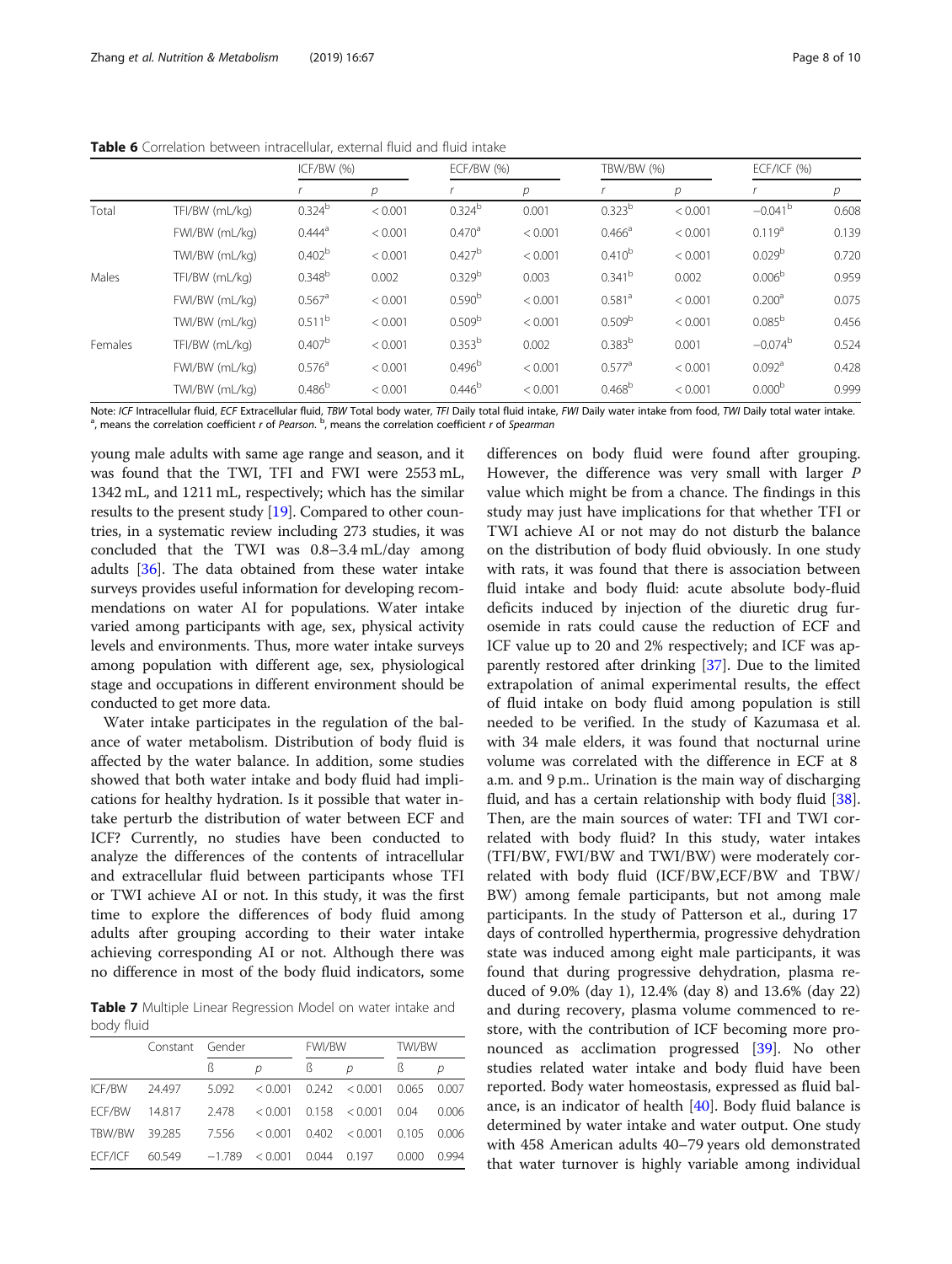**Table 6** Correlation between intracellular, external fluid and fluid intake

| | | ICF/BW (%) | | ECF/BW (%) | | TBW/BW (%) | | ECF/ICF (%) | |
|---|---|---|---|---|---|---|---|---|---|
| | | *r* | *p* | *r* | *p* | *r* | *p* | *r* | *p* |
| Total | TFI/BW (mL/kg) | 0.324[b] | < 0.001 | 0.324[b] | 0.001 | 0.323[b] | < 0.001 | −0.041[b] | 0.608 |
| | FWI/BW (mL/kg) | 0.444[a] | < 0.001 | 0.470[a] | < 0.001 | 0.466[a] | < 0.001 | 0.119[a] | 0.139 |
| | TWI/BW (mL/kg) | 0.402[b] | < 0.001 | 0.427[b] | < 0.001 | 0.410[b] | < 0.001 | 0.029[b] | 0.720 |
| Males | TFI/BW (mL/kg) | 0.348[b] | 0.002 | 0.329[b] | 0.003 | 0.341[b] | 0.002 | 0.006[b] | 0.959 |
| | FWI/BW (mL/kg) | 0.567[a] | < 0.001 | 0.590[b] | < 0.001 | 0.581[a] | < 0.001 | 0.200[a] | 0.075 |
| | TWI/BW (mL/kg) | 0.511[b] | < 0.001 | 0.509[b] | < 0.001 | 0.509[b] | < 0.001 | 0.085[b] | 0.456 |
| Females | TFI/BW (mL/kg) | 0.407[b] | < 0.001 | 0.353[b] | 0.002 | 0.383[b] | 0.001 | −0.074[b] | 0.524 |
| | FWI/BW (mL/kg) | 0.576[a] | < 0.001 | 0.496[b] | < 0.001 | 0.577[a] | < 0.001 | 0.092[a] | 0.428 |
| | TWI/BW (mL/kg) | 0.486[b] | < 0.001 | 0.446[b] | < 0.001 | 0.468[b] | < 0.001 | 0.000[b] | 0.999 |

Note: *ICF* Intracellular fluid, *ECF* Extracellular fluid, *TBW* Total body water, *TFI* Daily total fluid intake, *FWI* Daily water intake from food, *TWI* Daily total water intake. [a], means the correlation coefficient *r* of *Pearson*. [b], means the correlation coefficient *r* of *Spearman*

young male adults with same age range and season, and it was found that the TWI, TFI and FWI were 2553 mL, 1342 mL, and 1211 mL, respectively; which has the similar results to the present study [19]. Compared to other countries, in a systematic review including 273 studies, it was concluded that the TWI was 0.8–3.4 mL/day among adults [36]. The data obtained from these water intake surveys provides useful information for developing recommendations on water AI for populations. Water intake varied among participants with age, sex, physical activity levels and environments. Thus, more water intake surveys among population with different age, sex, physiological stage and occupations in different environment should be conducted to get more data.

Water intake participates in the regulation of the balance of water metabolism. Distribution of body fluid is affected by the water balance. In addition, some studies showed that both water intake and body fluid had implications for healthy hydration. Is it possible that water intake perturb the distribution of water between ECF and ICF? Currently, no studies have been conducted to analyze the differences of the contents of intracellular and extracellular fluid between participants whose TFI or TWI achieve AI or not. In this study, it was the first time to explore the differences of body fluid among adults after grouping according to their water intake achieving corresponding AI or not. Although there was no difference in most of the body fluid indicators, some differences on body fluid were found after grouping. However, the difference was very small with larger P value which might be from a chance. The findings in this study may just have implications for that whether TFI or TWI achieve AI or not may do not disturb the balance on the distribution of body fluid obviously. In one study with rats, it was found that there is association between fluid intake and body fluid: acute absolute body-fluid deficits induced by injection of the diuretic drug furosemide in rats could cause the reduction of ECF and ICF value up to 20 and 2% respectively; and ICF was apparently restored after drinking [37]. Due to the limited extrapolation of animal experimental results, the effect of fluid intake on body fluid among population is still needed to be verified. In the study of Kazumasa et al. with 34 male elders, it was found that nocturnal urine volume was correlated with the difference in ECF at 8 a.m. and 9 p.m.. Urination is the main way of discharging fluid, and has a certain relationship with body fluid [38]. Then, are the main sources of water: TFI and TWI correlated with body fluid? In this study, water intakes (TFI/BW, FWI/BW and TWI/BW) were moderately correlated with body fluid (ICF/BW,ECF/BW and TBW/BW) among female participants, but not among male participants. In the study of Patterson et al., during 17 days of controlled hyperthermia, progressive dehydration state was induced among eight male participants, it was found that during progressive dehydration, plasma reduced of 9.0% (day 1), 12.4% (day 8) and 13.6% (day 22) and during recovery, plasma volume commenced to restore, with the contribution of ICF becoming more pronounced as acclimation progressed [39]. No other studies related water intake and body fluid have been reported. Body water homeostasis, expressed as fluid balance, is an indicator of health [40]. Body fluid balance is determined by water intake and water output. One study with 458 American adults 40–79 years old demonstrated that water turnover is highly variable among individual

**Table 7** Multiple Linear Regression Model on water intake and body fluid

| | Constant | Gender | | FWI/BW | | TWI/BW | |
|---|---|---|---|---|---|---|---|
| | | ß | *p* | ß | *p* | ß | *p* |
| ICF/BW | 24.497 | 5.092 | < 0.001 | 0.242 | < 0.001 | 0.065 | 0.007 |
| ECF/BW | 14.817 | 2.478 | < 0.001 | 0.158 | < 0.001 | 0.04 | 0.006 |
| TBW/BW | 39.285 | 7.556 | < 0.001 | 0.402 | < 0.001 | 0.105 | 0.006 |
| ECF/ICF | 60.549 | −1.789 | < 0.001 | 0.044 | 0.197 | 0.000 | 0.994 |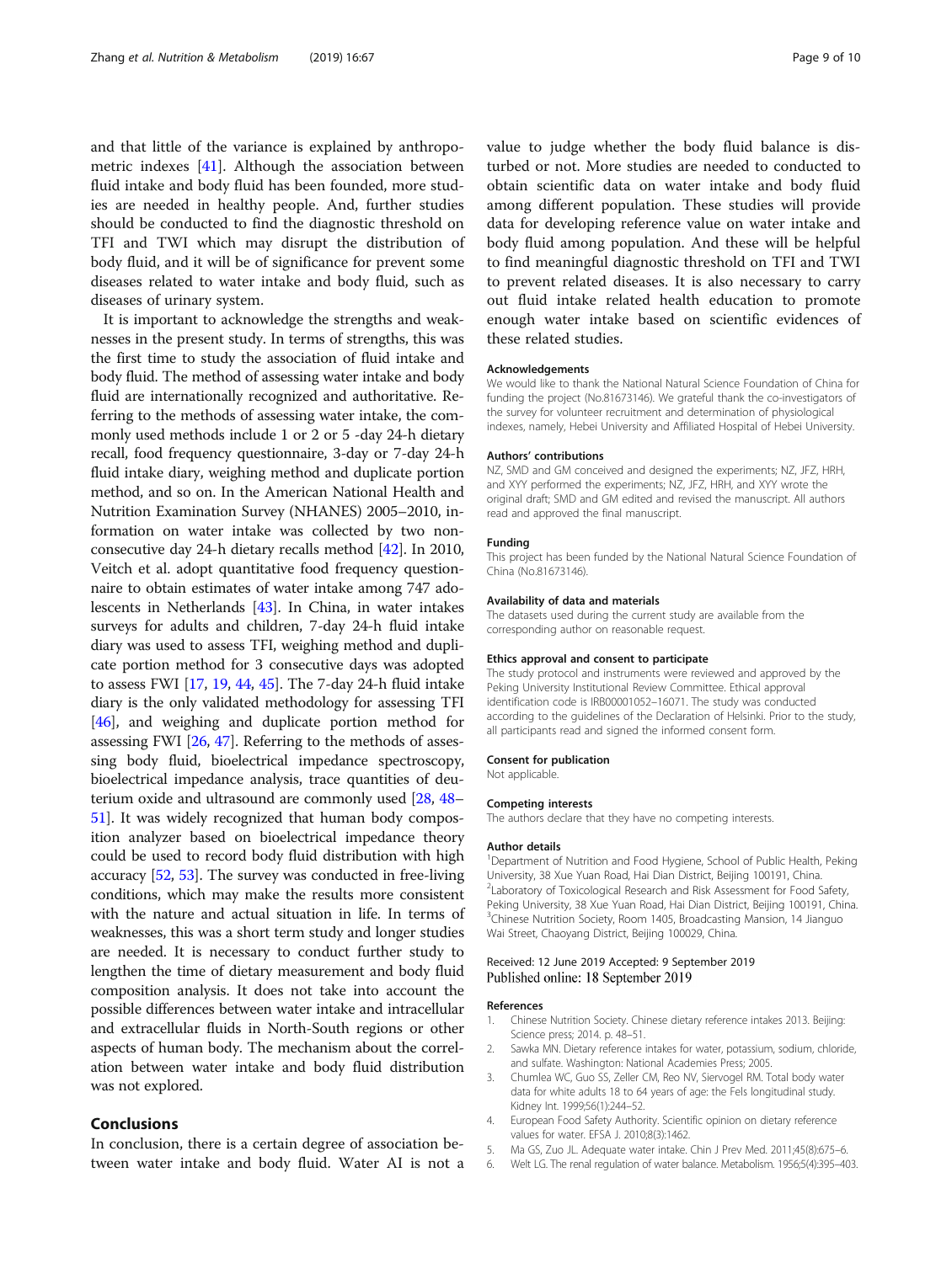and that little of the variance is explained by anthropometric indexes [41]. Although the association between fluid intake and body fluid has been founded, more studies are needed in healthy people. And, further studies should be conducted to find the diagnostic threshold on TFI and TWI which may disrupt the distribution of body fluid, and it will be of significance for prevent some diseases related to water intake and body fluid, such as diseases of urinary system.

It is important to acknowledge the strengths and weaknesses in the present study. In terms of strengths, this was the first time to study the association of fluid intake and body fluid. The method of assessing water intake and body fluid are internationally recognized and authoritative. Referring to the methods of assessing water intake, the commonly used methods include 1 or 2 or 5 -day 24-h dietary recall, food frequency questionnaire, 3-day or 7-day 24-h fluid intake diary, weighing method and duplicate portion method, and so on. In the American National Health and Nutrition Examination Survey (NHANES) 2005–2010, information on water intake was collected by two non-consecutive day 24-h dietary recalls method [42]. In 2010, Veitch et al. adopt quantitative food frequency questionnaire to obtain estimates of water intake among 747 adolescents in Netherlands [43]. In China, in water intakes surveys for adults and children, 7-day 24-h fluid intake diary was used to assess TFI, weighing method and duplicate portion method for 3 consecutive days was adopted to assess FWI [17, 19, 44, 45]. The 7-day 24-h fluid intake diary is the only validated methodology for assessing TFI [46], and weighing and duplicate portion method for assessing FWI [26, 47]. Referring to the methods of assessing body fluid, bioelectrical impedance spectroscopy, bioelectrical impedance analysis, trace quantities of deuterium oxide and ultrasound are commonly used [28, 48–51]. It was widely recognized that human body composition analyzer based on bioelectrical impedance theory could be used to record body fluid distribution with high accuracy [52, 53]. The survey was conducted in free-living conditions, which may make the results more consistent with the nature and actual situation in life. In terms of weaknesses, this was a short term study and longer studies are needed. It is necessary to conduct further study to lengthen the time of dietary measurement and body fluid composition analysis. It does not take into account the possible differences between water intake and intracellular and extracellular fluids in North-South regions or other aspects of human body. The mechanism about the correlation between water intake and body fluid distribution was not explored.

## Conclusions

In conclusion, there is a certain degree of association between water intake and body fluid. Water AI is not a value to judge whether the body fluid balance is disturbed or not. More studies are needed to conducted to obtain scientific data on water intake and body fluid among different population. These studies will provide data for developing reference value on water intake and body fluid among population. And these will be helpful to find meaningful diagnostic threshold on TFI and TWI to prevent related diseases. It is also necessary to carry out fluid intake related health education to promote enough water intake based on scientific evidences of these related studies.

#### Acknowledgements

We would like to thank the National Natural Science Foundation of China for funding the project (No.81673146). We grateful thank the co-investigators of the survey for volunteer recruitment and determination of physiological indexes, namely, Hebei University and Affiliated Hospital of Hebei University.

#### Authors' contributions

NZ, SMD and GM conceived and designed the experiments; NZ, JFZ, HRH, and XYY performed the experiments; NZ, JFZ, HRH, and XYY wrote the original draft; SMD and GM edited and revised the manuscript. All authors read and approved the final manuscript.

#### Funding

This project has been funded by the National Natural Science Foundation of China (No.81673146).

#### Availability of data and materials

The datasets used during the current study are available from the corresponding author on reasonable request.

#### Ethics approval and consent to participate

The study protocol and instruments were reviewed and approved by the Peking University Institutional Review Committee. Ethical approval identification code is IRB00001052–16071. The study was conducted according to the guidelines of the Declaration of Helsinki. Prior to the study, all participants read and signed the informed consent form.

#### Consent for publication

Not applicable.

#### Competing interests

The authors declare that they have no competing interests.

#### Author details

[1]Department of Nutrition and Food Hygiene, School of Public Health, Peking University, 38 Xue Yuan Road, Hai Dian District, Beijing 100191, China. [2]Laboratory of Toxicological Research and Risk Assessment for Food Safety, Peking University, 38 Xue Yuan Road, Hai Dian District, Beijing 100191, China. [3]Chinese Nutrition Society, Room 1405, Broadcasting Mansion, 14 Jianguo Wai Street, Chaoyang District, Beijing 100029, China.

Received: 12 June 2019 Accepted: 9 September 2019
Published online: 18 September 2019

#### References

1. Chinese Nutrition Society. Chinese dietary reference intakes 2013. Beijing: Science press; 2014. p. 48–51.
2. Sawka MN. Dietary reference intakes for water, potassium, sodium, chloride, and sulfate. Washington: National Academies Press; 2005.
3. Chumlea WC, Guo SS, Zeller CM, Reo NV, Siervogel RM. Total body water data for white adults 18 to 64 years of age: the Fels longitudinal study. Kidney Int. 1999;56(1):244–52.
4. European Food Safety Authority. Scientific opinion on dietary reference values for water. EFSA J. 2010;8(3):1462.
5. Ma GS, Zuo JL. Adequate water intake. Chin J Prev Med. 2011;45(8):675–6.
6. Welt LG. The renal regulation of water balance. Metabolism. 1956;5(4):395–403.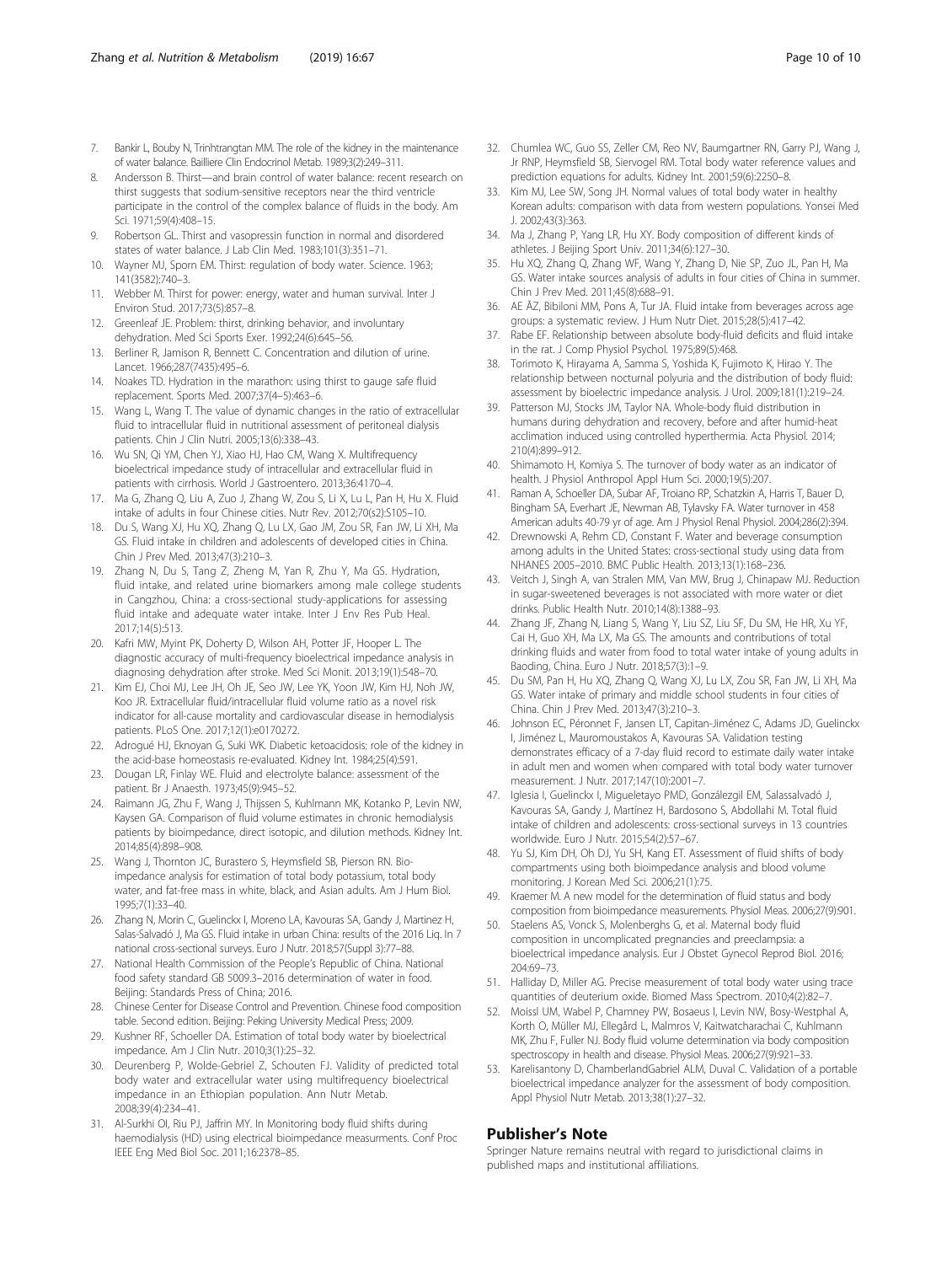7. Bankir L, Bouby N, Trinhtrangtan MM. The role of the kidney in the maintenance of water balance. Bailliere Clin Endocrinol Metab. 1989;3(2):249–311.
8. Andersson B. Thirst—and brain control of water balance: recent research on thirst suggests that sodium-sensitive receptors near the third ventricle participate in the control of the complex balance of fluids in the body. Am Sci. 1971;59(4):408–15.
9. Robertson GL. Thirst and vasopressin function in normal and disordered states of water balance. J Lab Clin Med. 1983;101(3):351–71.
10. Wayner MJ, Sporn EM. Thirst: regulation of body water. Science. 1963; 141(3582):740–3.
11. Webber M. Thirst for power: energy, water and human survival. Inter J Environ Stud. 2017;73(5):857–8.
12. Greenleaf JE. Problem: thirst, drinking behavior, and involuntary dehydration. Med Sci Sports Exer. 1992;24(6):645–56.
13. Berliner R, Jamison R, Bennett C. Concentration and dilution of urine. Lancet. 1966;287(7435):495–6.
14. Noakes TD. Hydration in the marathon: using thirst to gauge safe fluid replacement. Sports Med. 2007;37(4–5):463–6.
15. Wang L, Wang T. The value of dynamic changes in the ratio of extracellular fluid to intracellular fluid in nutritional assessment of peritoneal dialysis patients. Chin J Clin Nutri. 2005;13(6):338–43.
16. Wu SN, Qi YM, Chen YJ, Xiao HJ, Hao CM, Wang X. Multifrequency bioelectrical impedance study of intracellular and extracellular fluid in patients with cirrhosis. World J Gastroentero. 2013;36:4170–4.
17. Ma G, Zhang Q, Liu A, Zuo J, Zhang W, Zou S, Li X, Lu L, Pan H, Hu X. Fluid intake of adults in four Chinese cities. Nutr Rev. 2012;70(s2):S105–10.
18. Du S, Wang XJ, Hu XQ, Zhang Q, Lu LX, Gao JM, Zou SR, Fan JW, Li XH, Ma GS. Fluid intake in children and adolescents of developed cities in China. Chin J Prev Med. 2013;47(3):210–3.
19. Zhang N, Du S, Tang Z, Zheng M, Yan R, Zhu Y, Ma GS. Hydration, fluid intake, and related urine biomarkers among male college students in Cangzhou, China: a cross-sectional study-applications for assessing fluid intake and adequate water intake. Inter J Env Res Pub Heal. 2017;14(5):513.
20. Kafri MW, Myint PK, Doherty D, Wilson AH, Potter JF, Hooper L. The diagnostic accuracy of multi-frequency bioelectrical impedance analysis in diagnosing dehydration after stroke. Med Sci Monit. 2013;19(1):548–70.
21. Kim EJ, Choi MJ, Lee JH, Oh JE, Seo JW, Lee YK, Yoon JW, Kim HJ, Noh JW, Koo JR. Extracellular fluid/intracellular fluid volume ratio as a novel risk indicator for all-cause mortality and cardiovascular disease in hemodialysis patients. PLoS One. 2017;12(1):e0170272.
22. Adrogué HJ, Eknoyan G, Suki WK. Diabetic ketoacidosis: role of the kidney in the acid-base homeostasis re-evaluated. Kidney Int. 1984;25(4):591.
23. Dougan LR, Finlay WE. Fluid and electrolyte balance: assessment of the patient. Br J Anaesth. 1973;45(9):945–52.
24. Raimann JG, Zhu F, Wang J, Thijssen S, Kuhlmann MK, Kotanko P, Levin NW, Kaysen GA. Comparison of fluid volume estimates in chronic hemodialysis patients by bioimpedance, direct isotopic, and dilution methods. Kidney Int. 2014;85(4):898–908.
25. Wang J, Thornton JC, Burastero S, Heymsfield SB, Pierson RN. Bio-impedance analysis for estimation of total body potassium, total body water, and fat-free mass in white, black, and Asian adults. Am J Hum Biol. 1995;7(1):33–40.
26. Zhang N, Morin C, Guelinckx I, Moreno LA, Kavouras SA, Gandy J, Martinez H, Salas-Salvadó J, Ma GS. Fluid intake in urban China: results of the 2016 Liq. In 7 national cross-sectional surveys. Euro J Nutr. 2018;57(Suppl 3):77–88.
27. National Health Commission of the People's Republic of China. National food safety standard GB 5009.3–2016 determination of water in food. Beijing: Standards Press of China; 2016.
28. Chinese Center for Disease Control and Prevention. Chinese food composition table. Second edition. Beijing: Peking University Medical Press; 2009.
29. Kushner RF, Schoeller DA. Estimation of total body water by bioelectrical impedance. Am J Clin Nutr. 2010;3(1):25–32.
30. Deurenberg P, Wolde-Gebriel Z, Schouten FJ. Validity of predicted total body water and extracellular water using multifrequency bioelectrical impedance in an Ethiopian population. Ann Nutr Metab. 2008;39(4):234–41.
31. Al-Surkhi OI, Riu PJ, Jaffrin MY. In Monitoring body fluid shifts during haemodialysis (HD) using electrical bioimpedance measurments. Conf Proc IEEE Eng Med Biol Soc. 2011;16:2378–85.
32. Chumlea WC, Guo SS, Zeller CM, Reo NV, Baumgartner RN, Garry PJ, Wang J, Jr RNP, Heymsfield SB, Siervogel RM. Total body water reference values and prediction equations for adults. Kidney Int. 2001;59(6):2250–8.
33. Kim MJ, Lee SW, Song JH. Normal values of total body water in healthy Korean adults: comparison with data from western populations. Yonsei Med J. 2002;43(3):363.
34. Ma J, Zhang P, Yang LR, Hu XY. Body composition of different kinds of athletes. J Beijing Sport Univ. 2011;34(6):127–30.
35. Hu XQ, Zhang Q, Zhang WF, Wang Y, Zhang D, Nie SP, Zuo JL, Pan H, Ma GS. Water intake sources analysis of adults in four cities of China in summer. Chin J Prev Med. 2011;45(8):688–91.
36. AE ÁZ, Bibiloni MM, Pons A, Tur JA. Fluid intake from beverages across age groups: a systematic review. J Hum Nutr Diet. 2015;28(5):417–42.
37. Rabe EF. Relationship between absolute body-fluid deficits and fluid intake in the rat. J Comp Physiol Psychol. 1975;89(5):468.
38. Torimoto K, Hirayama A, Samma S, Yoshida K, Fujimoto K, Hirao Y. The relationship between nocturnal polyuria and the distribution of body fluid: assessment by bioelectric impedance analysis. J Urol. 2009;181(1):219–24.
39. Patterson MJ, Stocks JM, Taylor NA. Whole-body fluid distribution in humans during dehydration and recovery, before and after humid-heat acclimation induced using controlled hyperthermia. Acta Physiol. 2014; 210(4):899–912.
40. Shimamoto H, Komiya S. The turnover of body water as an indicator of health. J Physiol Anthropol Appl Hum Sci. 2000;19(5):207.
41. Raman A, Schoeller DA, Subar AF, Troiano RP, Schatzkin A, Harris T, Bauer D, Bingham SA, Everhart JE, Newman AB, Tylavsky FA. Water turnover in 458 American adults 40-79 yr of age. Am J Physiol Renal Physiol. 2004;286(2):394.
42. Drewnowski A, Rehm CD, Constant F. Water and beverage consumption among adults in the United States: cross-sectional study using data from NHANES 2005–2010. BMC Public Health. 2013;13(1):168–236.
43. Veitch J, Singh A, van Stralen MM, Van MW, Brug J, Chinapaw MJ. Reduction in sugar-sweetened beverages is not associated with more water or diet drinks. Public Health Nutr. 2010;14(8):1388–93.
44. Zhang JF, Zhang N, Liang S, Wang Y, Liu SZ, Liu SF, Du SM, He HR, Xu YF, Cai H, Guo XH, Ma LX, Ma GS. The amounts and contributions of total drinking fluids and water from food to total water intake of young adults in Baoding, China. Euro J Nutr. 2018;57(3):1–9.
45. Du SM, Pan H, Hu XQ, Zhang Q, Wang XJ, Lu LX, Zou SR, Fan JW, Li XH, Ma GS. Water intake of primary and middle school students in four cities of China. Chin J Prev Med. 2013;47(3):210–3.
46. Johnson EC, Péronnet F, Jansen LT, Capitan-Jiménez C, Adams JD, Guelinckx I, Jiménez L, Mauromoustakos A, Kavouras SA. Validation testing demonstrates efficacy of a 7-day fluid record to estimate daily water intake in adult men and women when compared with total body water turnover measurement. J Nutr. 2017;147(10):2001–7.
47. Iglesia I, Guelinckx I, Migueletayo PMD, Gonzálezgil EM, Salassalvadó J, Kavouras SA, Gandy J, Martínez H, Bardosono S, Abdollahi M. Total fluid intake of children and adolescents: cross-sectional surveys in 13 countries worldwide. Euro J Nutr. 2015;54(2):57–67.
48. Yu SJ, Kim DH, Oh DJ, Yu SH, Kang ET. Assessment of fluid shifts of body compartments using both bioimpedance analysis and blood volume monitoring. J Korean Med Sci. 2006;21(1):75.
49. Kraemer M. A new model for the determination of fluid status and body composition from bioimpedance measurements. Physiol Meas. 2006;27(9):901.
50. Staelens AS, Vonck S, Molenberghs G, et al. Maternal body fluid composition in uncomplicated pregnancies and preeclampsia: a bioelectrical impedance analysis. Eur J Obstet Gynecol Reprod Biol. 2016; 204:69–73.
51. Halliday D, Miller AG. Precise measurement of total body water using trace quantities of deuterium oxide. Biomed Mass Spectrom. 2010;4(2):82–7.
52. Moissl UM, Wabel P, Chamney PW, Bosaeus I, Levin NW, Bosy-Westphal A, Korth O, Müller MJ, Ellegård L, Malmros V, Kaitwatcharachai C, Kuhlmann MK, Zhu F, Fuller NJ. Body fluid volume determination via body composition spectroscopy in health and disease. Physiol Meas. 2006;27(9):921–33.
53. Karelisantony D, ChamberlandGabriel ALM, Duval C. Validation of a portable bioelectrical impedance analyzer for the assessment of body composition. Appl Physiol Nutr Metab. 2013;38(1):27–32.

## Publisher's Note

Springer Nature remains neutral with regard to jurisdictional claims in published maps and institutional affiliations.